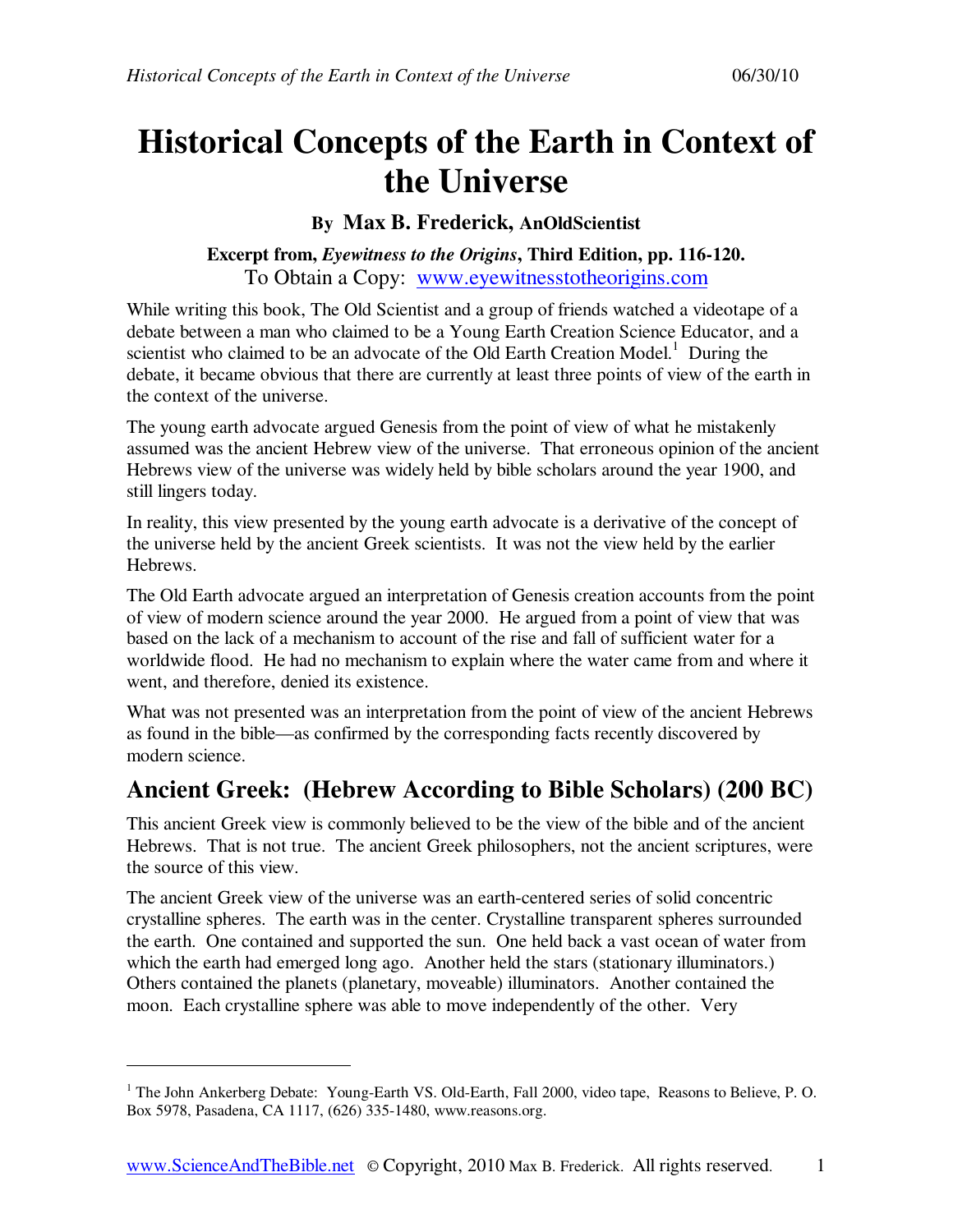# Historical Concepts of the Earth in Context of the Universe

**By Max B. Frederick, AnOldScientist**

**Excerpt from, *Eyewitness to the Origins*, Third Edition, pp. 116-120.**
To Obtain a Copy: www.eyewitnesstotheorigins.com

While writing this book, The Old Scientist and a group of friends watched a videotape of a debate between a man who claimed to be a Young Earth Creation Science Educator, and a scientist who claimed to be an advocate of the Old Earth Creation Model.[1] During the debate, it became obvious that there are currently at least three points of view of the earth in the context of the universe.

The young earth advocate argued Genesis from the point of view of what he mistakenly assumed was the ancient Hebrew view of the universe. That erroneous opinion of the ancient Hebrews view of the universe was widely held by bible scholars around the year 1900, and still lingers today.

In reality, this view presented by the young earth advocate is a derivative of the concept of the universe held by the ancient Greek scientists. It was not the view held by the earlier Hebrews.

The Old Earth advocate argued an interpretation of Genesis creation accounts from the point of view of modern science around the year 2000. He argued from a point of view that was based on the lack of a mechanism to account of the rise and fall of sufficient water for a worldwide flood. He had no mechanism to explain where the water came from and where it went, and therefore, denied its existence.

What was not presented was an interpretation from the point of view of the ancient Hebrews as found in the bible—as confirmed by the corresponding facts recently discovered by modern science.

## Ancient Greek: (Hebrew According to Bible Scholars) (200 BC)

This ancient Greek view is commonly believed to be the view of the bible and of the ancient Hebrews. That is not true. The ancient Greek philosophers, not the ancient scriptures, were the source of this view.

The ancient Greek view of the universe was an earth-centered series of solid concentric crystalline spheres. The earth was in the center. Crystalline transparent spheres surrounded the earth. One contained and supported the sun. One held back a vast ocean of water from which the earth had emerged long ago. Another held the stars (stationary illuminators.) Others contained the planets (planetary, moveable) illuminators. Another contained the moon. Each crystalline sphere was able to move independently of the other. Very

[1] The John Ankerberg Debate: Young-Earth VS. Old-Earth, Fall 2000, video tape, Reasons to Believe, P. O. Box 5978, Pasadena, CA 1117, (626) 335-1480, www.reasons.org.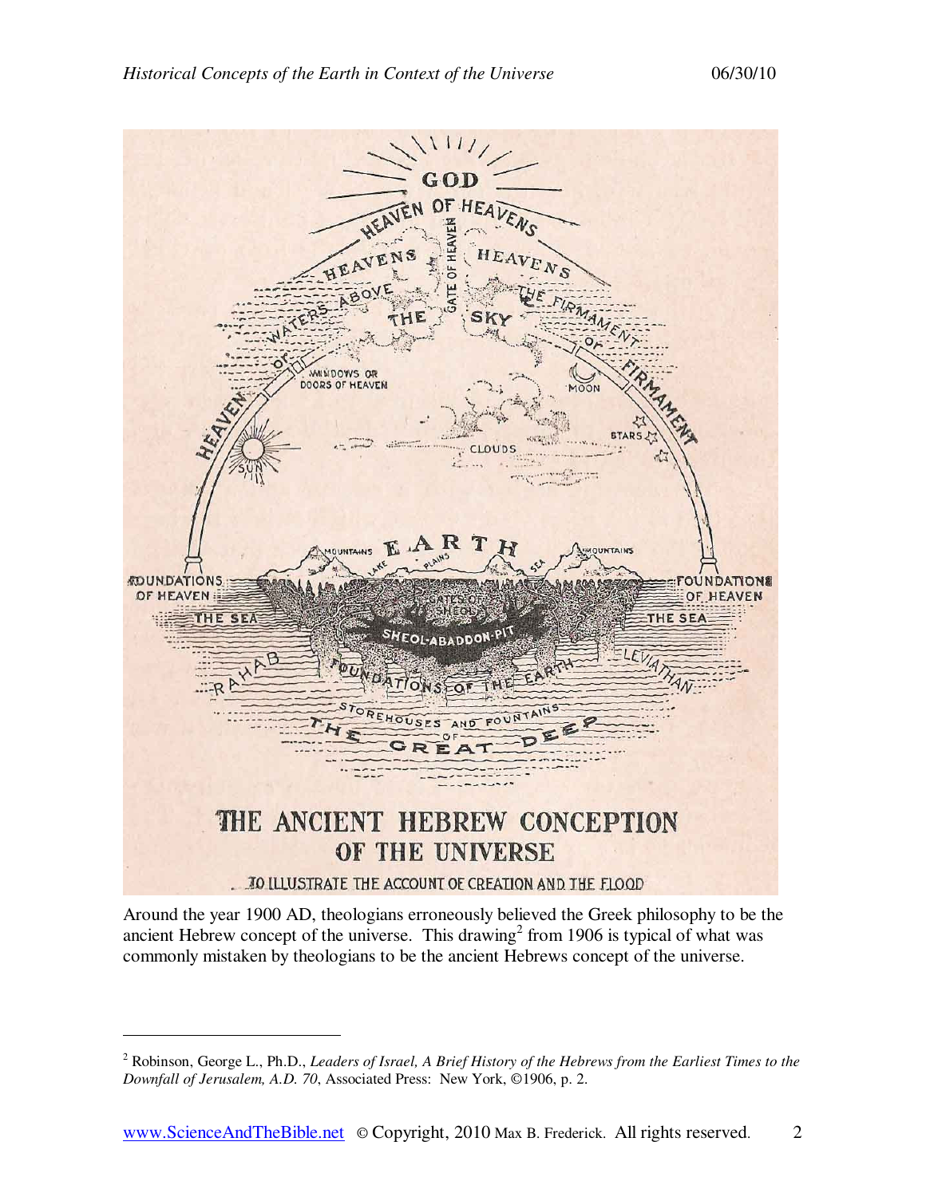THE ANCIENT HEBREW CONCEPTION OF THE UNIVERSE

TO ILLUSTRATE THE ACCOUNT OF CREATION AND THE FLOOD

Around the year 1900 AD, theologians erroneously believed the Greek philosophy to be the ancient Hebrew concept of the universe. This drawing[2] from 1906 is typical of what was commonly mistaken by theologians to be the ancient Hebrews concept of the universe.

---

[2] Robinson, George L., Ph.D., *Leaders of Israel, A Brief History of the Hebrews from the Earliest Times to the Downfall of Jerusalem, A.D. 70*, Associated Press: New York, ©1906, p. 2.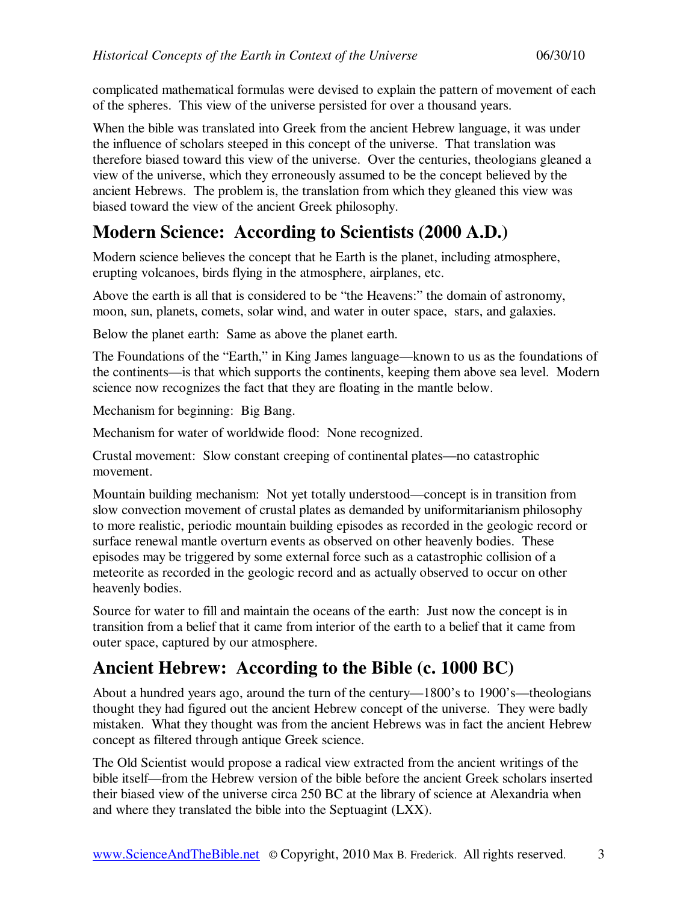complicated mathematical formulas were devised to explain the pattern of movement of each of the spheres. This view of the universe persisted for over a thousand years.

When the bible was translated into Greek from the ancient Hebrew language, it was under the influence of scholars steeped in this concept of the universe. That translation was therefore biased toward this view of the universe. Over the centuries, theologians gleaned a view of the universe, which they erroneously assumed to be the concept believed by the ancient Hebrews. The problem is, the translation from which they gleaned this view was biased toward the view of the ancient Greek philosophy.

## Modern Science: According to Scientists (2000 A.D.)

Modern science believes the concept that he Earth is the planet, including atmosphere, erupting volcanoes, birds flying in the atmosphere, airplanes, etc.

Above the earth is all that is considered to be "the Heavens:" the domain of astronomy, moon, sun, planets, comets, solar wind, and water in outer space, stars, and galaxies.

Below the planet earth: Same as above the planet earth.

The Foundations of the "Earth," in King James language—known to us as the foundations of the continents—is that which supports the continents, keeping them above sea level. Modern science now recognizes the fact that they are floating in the mantle below.

Mechanism for beginning: Big Bang.

Mechanism for water of worldwide flood: None recognized.

Crustal movement: Slow constant creeping of continental plates—no catastrophic movement.

Mountain building mechanism: Not yet totally understood—concept is in transition from slow convection movement of crustal plates as demanded by uniformitarianism philosophy to more realistic, periodic mountain building episodes as recorded in the geologic record or surface renewal mantle overturn events as observed on other heavenly bodies. These episodes may be triggered by some external force such as a catastrophic collision of a meteorite as recorded in the geologic record and as actually observed to occur on other heavenly bodies.

Source for water to fill and maintain the oceans of the earth: Just now the concept is in transition from a belief that it came from interior of the earth to a belief that it came from outer space, captured by our atmosphere.

## Ancient Hebrew: According to the Bible (c. 1000 BC)

About a hundred years ago, around the turn of the century—1800's to 1900's—theologians thought they had figured out the ancient Hebrew concept of the universe. They were badly mistaken. What they thought was from the ancient Hebrews was in fact the ancient Hebrew concept as filtered through antique Greek science.

The Old Scientist would propose a radical view extracted from the ancient writings of the bible itself—from the Hebrew version of the bible before the ancient Greek scholars inserted their biased view of the universe circa 250 BC at the library of science at Alexandria when and where they translated the bible into the Septuagint (LXX).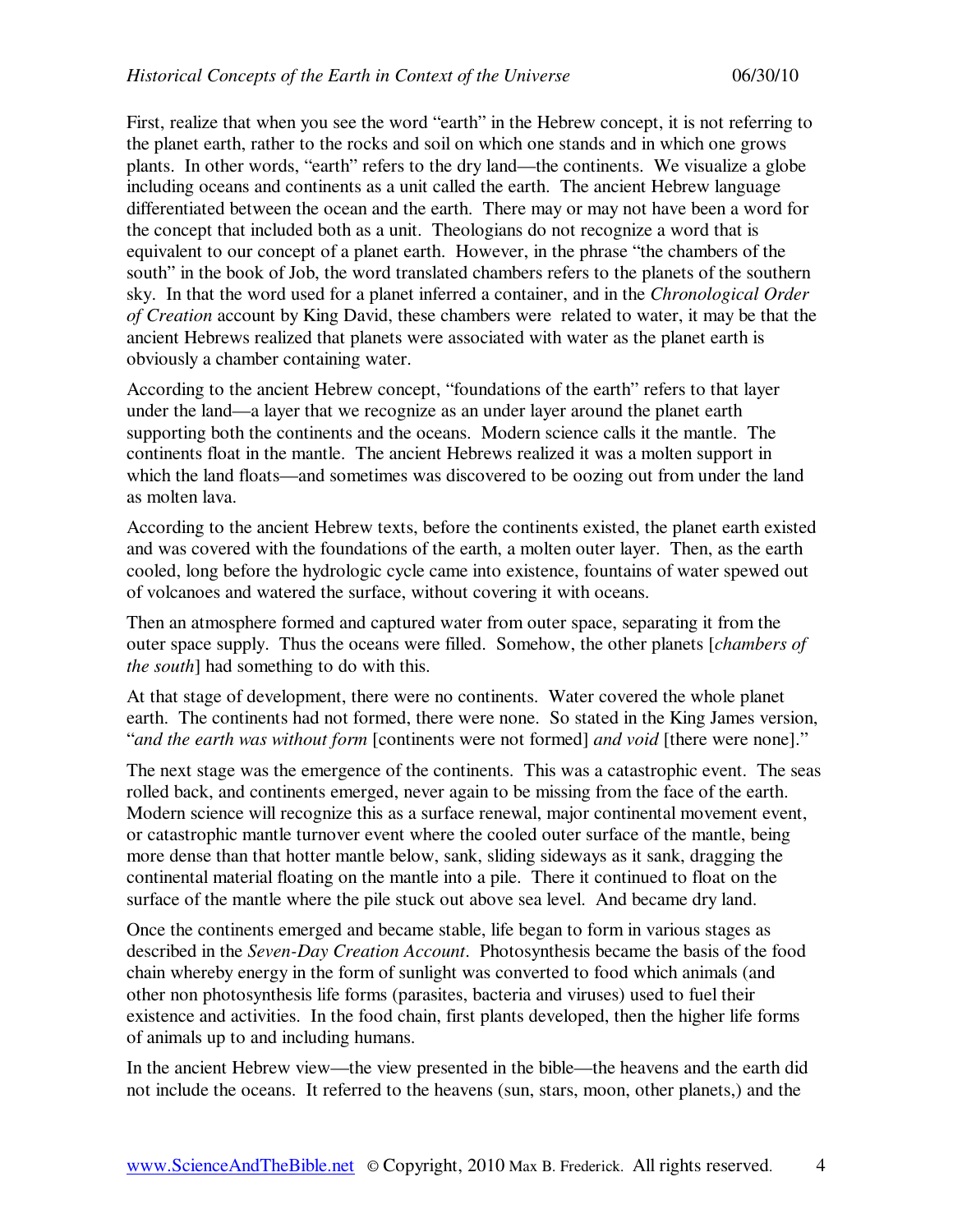First, realize that when you see the word "earth" in the Hebrew concept, it is not referring to the planet earth, rather to the rocks and soil on which one stands and in which one grows plants. In other words, "earth" refers to the dry land—the continents. We visualize a globe including oceans and continents as a unit called the earth. The ancient Hebrew language differentiated between the ocean and the earth. There may or may not have been a word for the concept that included both as a unit. Theologians do not recognize a word that is equivalent to our concept of a planet earth. However, in the phrase "the chambers of the south" in the book of Job, the word translated chambers refers to the planets of the southern sky. In that the word used for a planet inferred a container, and in the *Chronological Order of Creation* account by King David, these chambers were related to water, it may be that the ancient Hebrews realized that planets were associated with water as the planet earth is obviously a chamber containing water.

According to the ancient Hebrew concept, "foundations of the earth" refers to that layer under the land—a layer that we recognize as an under layer around the planet earth supporting both the continents and the oceans. Modern science calls it the mantle. The continents float in the mantle. The ancient Hebrews realized it was a molten support in which the land floats—and sometimes was discovered to be oozing out from under the land as molten lava.

According to the ancient Hebrew texts, before the continents existed, the planet earth existed and was covered with the foundations of the earth, a molten outer layer. Then, as the earth cooled, long before the hydrologic cycle came into existence, fountains of water spewed out of volcanoes and watered the surface, without covering it with oceans.

Then an atmosphere formed and captured water from outer space, separating it from the outer space supply. Thus the oceans were filled. Somehow, the other planets [*chambers of the south*] had something to do with this.

At that stage of development, there were no continents. Water covered the whole planet earth. The continents had not formed, there were none. So stated in the King James version, "*and the earth was without form* [continents were not formed] *and void* [there were none]."

The next stage was the emergence of the continents. This was a catastrophic event. The seas rolled back, and continents emerged, never again to be missing from the face of the earth. Modern science will recognize this as a surface renewal, major continental movement event, or catastrophic mantle turnover event where the cooled outer surface of the mantle, being more dense than that hotter mantle below, sank, sliding sideways as it sank, dragging the continental material floating on the mantle into a pile. There it continued to float on the surface of the mantle where the pile stuck out above sea level. And became dry land.

Once the continents emerged and became stable, life began to form in various stages as described in the *Seven-Day Creation Account*. Photosynthesis became the basis of the food chain whereby energy in the form of sunlight was converted to food which animals (and other non photosynthesis life forms (parasites, bacteria and viruses) used to fuel their existence and activities. In the food chain, first plants developed, then the higher life forms of animals up to and including humans.

In the ancient Hebrew view—the view presented in the bible—the heavens and the earth did not include the oceans. It referred to the heavens (sun, stars, moon, other planets,) and the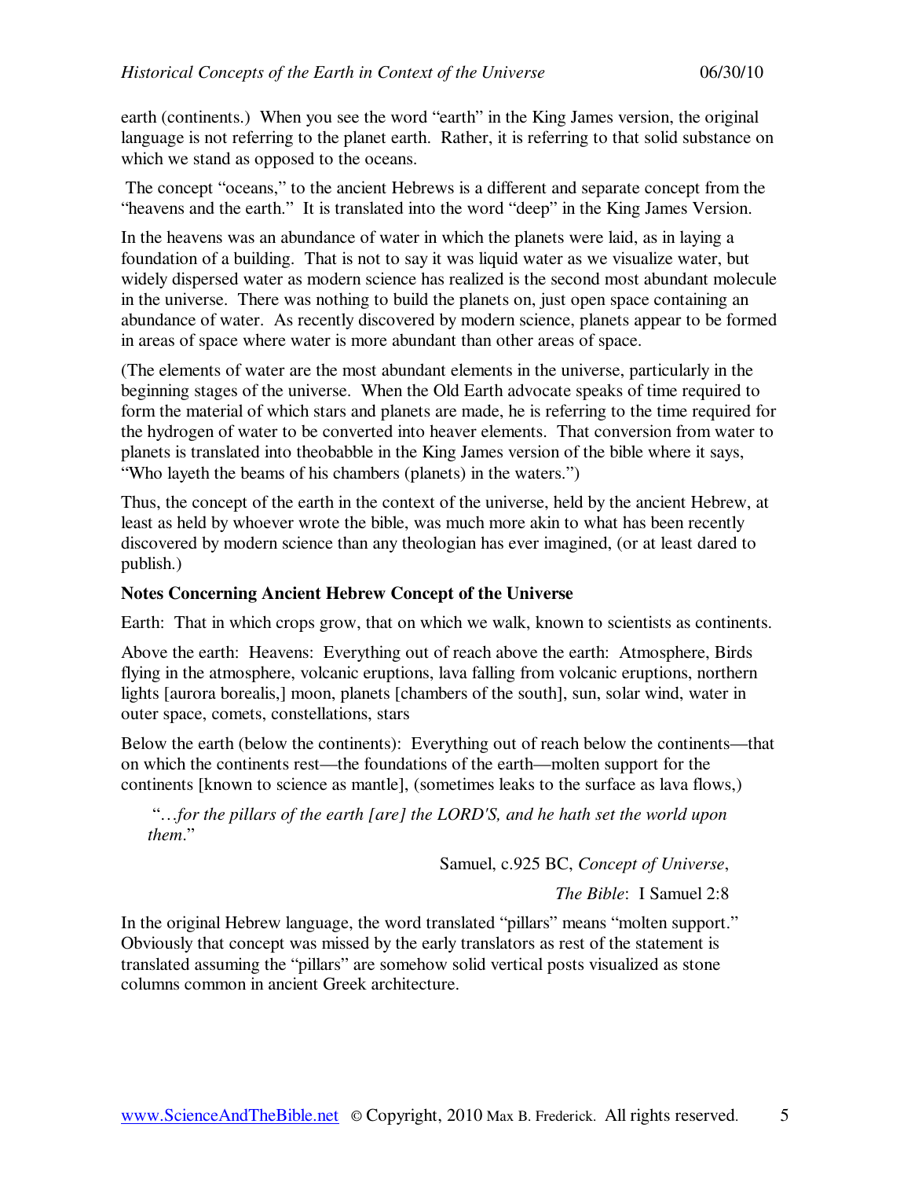earth (continents.) When you see the word "earth" in the King James version, the original language is not referring to the planet earth. Rather, it is referring to that solid substance on which we stand as opposed to the oceans.

The concept "oceans," to the ancient Hebrews is a different and separate concept from the "heavens and the earth." It is translated into the word "deep" in the King James Version.

In the heavens was an abundance of water in which the planets were laid, as in laying a foundation of a building. That is not to say it was liquid water as we visualize water, but widely dispersed water as modern science has realized is the second most abundant molecule in the universe. There was nothing to build the planets on, just open space containing an abundance of water. As recently discovered by modern science, planets appear to be formed in areas of space where water is more abundant than other areas of space.

(The elements of water are the most abundant elements in the universe, particularly in the beginning stages of the universe. When the Old Earth advocate speaks of time required to form the material of which stars and planets are made, he is referring to the time required for the hydrogen of water to be converted into heaver elements. That conversion from water to planets is translated into theobabble in the King James version of the bible where it says, "Who layeth the beams of his chambers (planets) in the waters.")

Thus, the concept of the earth in the context of the universe, held by the ancient Hebrew, at least as held by whoever wrote the bible, was much more akin to what has been recently discovered by modern science than any theologian has ever imagined, (or at least dared to publish.)

**Notes Concerning Ancient Hebrew Concept of the Universe**

Earth: That in which crops grow, that on which we walk, known to scientists as continents.

Above the earth: Heavens: Everything out of reach above the earth: Atmosphere, Birds flying in the atmosphere, volcanic eruptions, lava falling from volcanic eruptions, northern lights [aurora borealis,] moon, planets [chambers of the south], sun, solar wind, water in outer space, comets, constellations, stars

Below the earth (below the continents): Everything out of reach below the continents—that on which the continents rest—the foundations of the earth—molten support for the continents [known to science as mantle], (sometimes leaks to the surface as lava flows,)

> "*…for the pillars of the earth [are] the LORD'S, and he hath set the world upon them.*"
>
> Samuel, c.925 BC, *Concept of Universe*,
>
> *The Bible*: I Samuel 2:8

In the original Hebrew language, the word translated "pillars" means "molten support." Obviously that concept was missed by the early translators as rest of the statement is translated assuming the "pillars" are somehow solid vertical posts visualized as stone columns common in ancient Greek architecture.